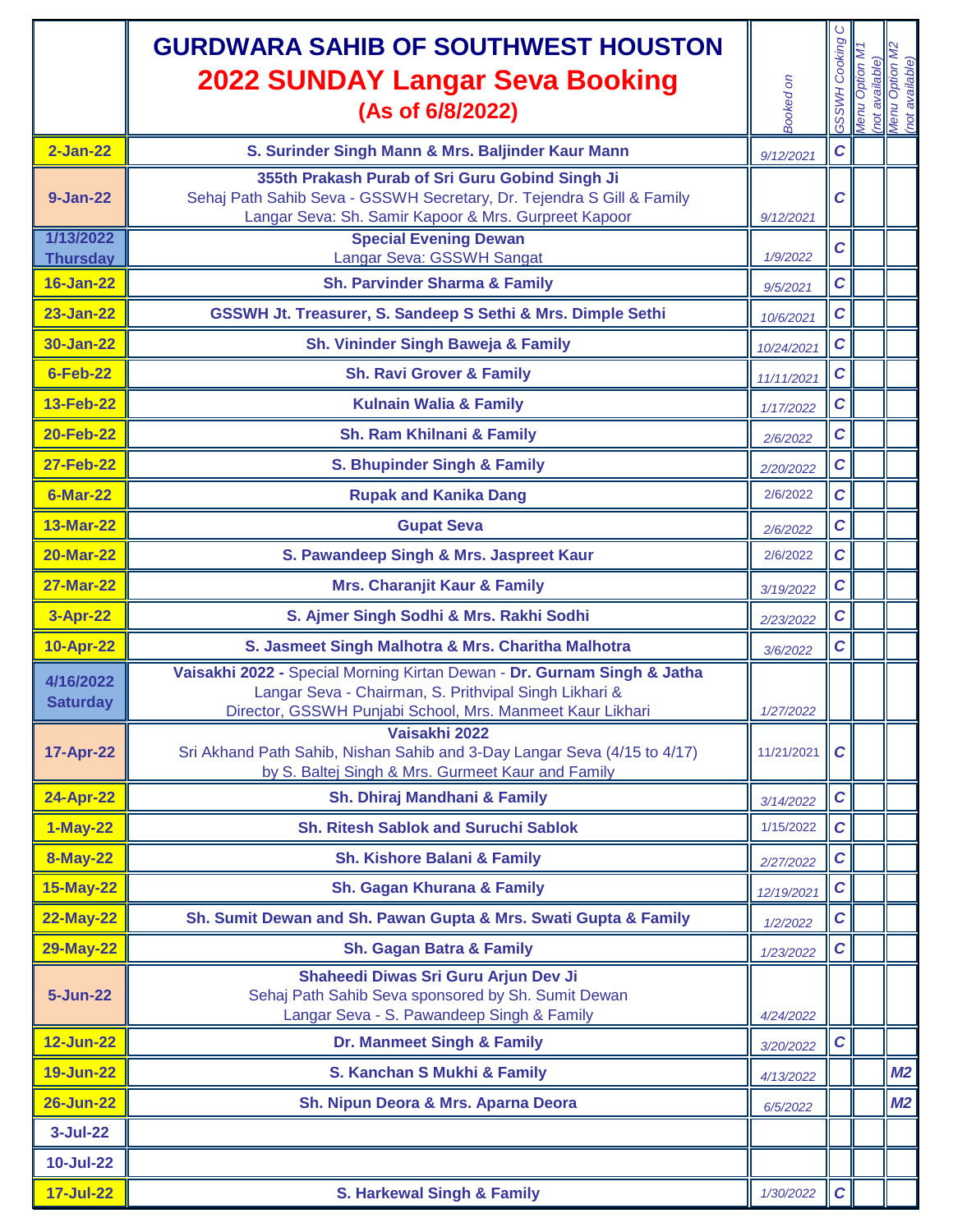| | GURDWARA SAHIB OF SOUTHWEST HOUSTON<br>2022 SUNDAY Langar Seva Booking<br>(As of 6/8/2022) | Booked on | GSSWH Cooking C | Menu Option M1 (not available) | Menu Option M2 (not available) |
|---|---|---|---|---|---|
| 2-Jan-22 | S. Surinder Singh Mann & Mrs. Baljinder Kaur Mann | 9/12/2021 | C | | |
| 9-Jan-22 | **355th Prakash Purab of Sri Guru Gobind Singh Ji**<br>Sehaj Path Sahib Seva - GSSWH Secretary, Dr. Tejendra S Gill & Family<br>Langar Seva: Sh. Samir Kapoor & Mrs. Gurpreet Kapoor | 9/12/2021 | C | | |
| 1/13/2022 Thursday | **Special Evening Dewan**<br>Langar Seva: GSSWH Sangat | 1/9/2022 | C | | |
| 16-Jan-22 | Sh. Parvinder Sharma & Family | 9/5/2021 | C | | |
| 23-Jan-22 | GSSWH Jt. Treasurer, S. Sandeep S Sethi & Mrs. Dimple Sethi | 10/6/2021 | C | | |
| 30-Jan-22 | Sh. Vininder Singh Baweja & Family | 10/24/2021 | C | | |
| 6-Feb-22 | Sh. Ravi Grover & Family | 11/11/2021 | C | | |
| 13-Feb-22 | Kulnain Walia & Family | 1/17/2022 | C | | |
| 20-Feb-22 | Sh. Ram Khilnani & Family | 2/6/2022 | C | | |
| 27-Feb-22 | S. Bhupinder Singh & Family | 2/20/2022 | C | | |
| 6-Mar-22 | Rupak and Kanika Dang | 2/6/2022 | C | | |
| 13-Mar-22 | Gupat Seva | 2/6/2022 | C | | |
| 20-Mar-22 | S. Pawandeep Singh & Mrs. Jaspreet Kaur | 2/6/2022 | C | | |
| 27-Mar-22 | Mrs. Charanjit Kaur & Family | 3/19/2022 | C | | |
| 3-Apr-22 | S. Ajmer Singh Sodhi & Mrs. Rakhi Sodhi | 2/23/2022 | C | | |
| 10-Apr-22 | S. Jasmeet Singh Malhotra & Mrs. Charitha Malhotra | 3/6/2022 | C | | |
| 4/16/2022 Saturday | **Vaisakhi 2022 -** Special Morning Kirtan Dewan - **Dr. Gurnam Singh & Jatha**<br>Langar Seva - Chairman, S. Prithvipal Singh Likhari &<br>Director, GSSWH Punjabi School, Mrs. Manmeet Kaur Likhari | 1/27/2022 | | | |
| 17-Apr-22 | **Vaisakhi 2022**<br>Sri Akhand Path Sahib, Nishan Sahib and 3-Day Langar Seva (4/15 to 4/17)<br>by S. Baltej Singh & Mrs. Gurmeet Kaur and Family | 11/21/2021 | C | | |
| 24-Apr-22 | Sh. Dhiraj Mandhani & Family | 3/14/2022 | C | | |
| 1-May-22 | Sh. Ritesh Sablok and Suruchi Sablok | 1/15/2022 | C | | |
| 8-May-22 | Sh. Kishore Balani & Family | 2/27/2022 | C | | |
| 15-May-22 | Sh. Gagan Khurana & Family | 12/19/2021 | C | | |
| 22-May-22 | Sh. Sumit Dewan and Sh. Pawan Gupta & Mrs. Swati Gupta & Family | 1/2/2022 | C | | |
| 29-May-22 | Sh. Gagan Batra & Family | 1/23/2022 | C | | |
| 5-Jun-22 | **Shaheedi Diwas Sri Guru Arjun Dev Ji**<br>Sehaj Path Sahib Seva sponsored by Sh. Sumit Dewan<br>Langar Seva - S. Pawandeep Singh & Family | 4/24/2022 | | | |
| 12-Jun-22 | Dr. Manmeet Singh & Family | 3/20/2022 | C | | |
| 19-Jun-22 | S. Kanchan S Mukhi & Family | 4/13/2022 | | | M2 |
| 26-Jun-22 | Sh. Nipun Deora & Mrs. Aparna Deora | 6/5/2022 | | | M2 |
| 3-Jul-22 | | | | | |
| 10-Jul-22 | | | | | |
| 17-Jul-22 | S. Harkewal Singh & Family | 1/30/2022 | C | | |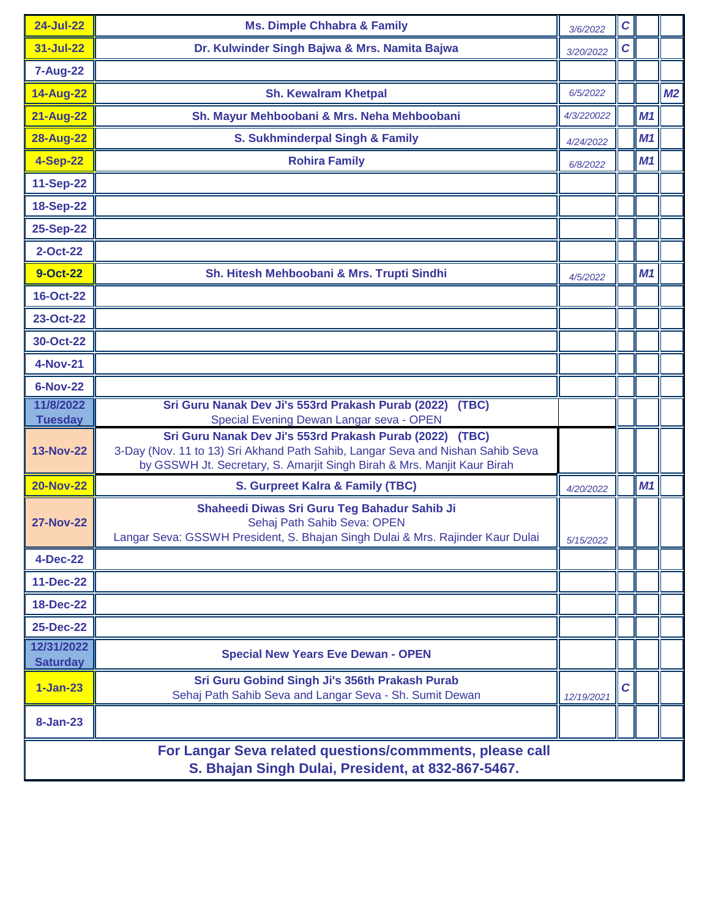| | | | | | |
|---|---|---|---|---|---|
| 24-Jul-22 | Ms. Dimple Chhabra & Family | 3/6/2022 | C | | |
| 31-Jul-22 | Dr. Kulwinder Singh Bajwa & Mrs. Namita Bajwa | 3/20/2022 | C | | |
| 7-Aug-22 | | | | | |
| 14-Aug-22 | Sh. Kewalram Khetpal | 6/5/2022 | | | M2 |
| 21-Aug-22 | Sh. Mayur Mehboobani & Mrs. Neha Mehboobani | 4/3/220022 | | M1 | |
| 28-Aug-22 | S. Sukhminderpal Singh & Family | 4/24/2022 | | M1 | |
| 4-Sep-22 | Rohira Family | 6/8/2022 | | M1 | |
| 11-Sep-22 | | | | | |
| 18-Sep-22 | | | | | |
| 25-Sep-22 | | | | | |
| 2-Oct-22 | | | | | |
| 9-Oct-22 | Sh. Hitesh Mehboobani & Mrs. Trupti Sindhi | 4/5/2022 | | M1 | |
| 16-Oct-22 | | | | | |
| 23-Oct-22 | | | | | |
| 30-Oct-22 | | | | | |
| 4-Nov-21 | | | | | |
| 6-Nov-22 | | | | | |
| 11/8/2022 Tuesday | **Sri Guru Nanak Dev Ji's 553rd Prakash Purab (2022) (TBC)** Special Evening Dewan Langar seva - OPEN | | | | |
| 13-Nov-22 | **Sri Guru Nanak Dev Ji's 553rd Prakash Purab (2022) (TBC)** 3-Day (Nov. 11 to 13) Sri Akhand Path Sahib, Langar Seva and Nishan Sahib Seva by GSSWH Jt. Secretary, S. Amarjit Singh Birah & Mrs. Manjit Kaur Birah | | | | |
| 20-Nov-22 | S. Gurpreet Kalra & Family (TBC) | 4/20/2022 | | M1 | |
| 27-Nov-22 | **Shaheedi Diwas Sri Guru Teg Bahadur Sahib Ji** Sehaj Path Sahib Seva: OPEN Langar Seva: GSSWH President, S. Bhajan Singh Dulai & Mrs. Rajinder Kaur Dulai | 5/15/2022 | | | |
| 4-Dec-22 | | | | | |
| 11-Dec-22 | | | | | |
| 18-Dec-22 | | | | | |
| 25-Dec-22 | | | | | |
| 12/31/2022 Saturday | Special New Years Eve Dewan - OPEN | | | | |
| 1-Jan-23 | **Sri Guru Gobind Singh Ji's 356th Prakash Purab** Sehaj Path Sahib Seva and Langar Seva - Sh. Sumit Dewan | 12/19/2021 | C | | |
| 8-Jan-23 | | | | | |

**For Langar Seva related questions/commments, please call S. Bhajan Singh Dulai, President, at 832-867-5467.**